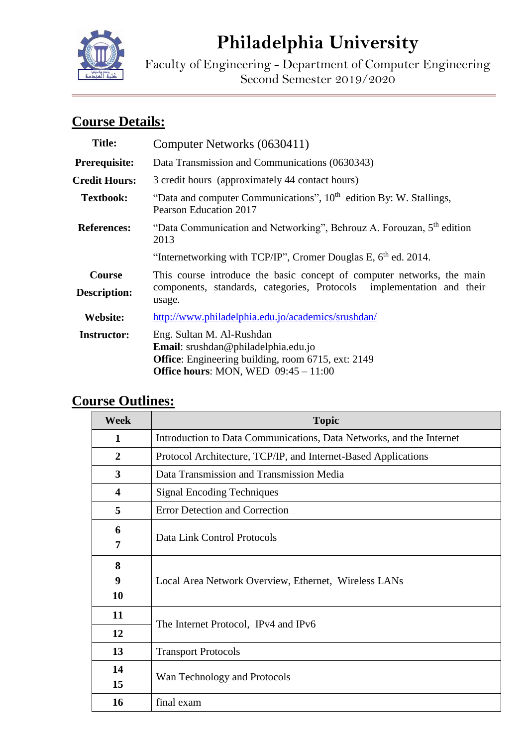# Philadelphia University

Faculty of Engineering - Department of Computer Engineering
Second Semester 2019/2020

## Course Details:

| | |
|---|---|
| **Title:** | Computer Networks (0630411) |
| **Prerequisite:** | Data Transmission and Communications (0630343) |
| **Credit Hours:** | 3 credit hours (approximately 44 contact hours) |
| **Textbook:** | "Data and computer Communications", 10th edition By: W. Stallings, Pearson Education 2017 |
| **References:** | "Data Communication and Networking", Behrouz A. Forouzan, 5th edition 2013 |
| | "Internetworking with TCP/IP", Cromer Douglas E, 6th ed. 2014. |
| **Course Description:** | This course introduce the basic concept of computer networks, the main components, standards, categories, Protocols implementation and their usage. |
| **Website:** | http://www.philadelphia.edu.jo/academics/srushdan/ |
| **Instructor:** | Eng. Sultan M. Al-Rushdan<br>**Email**: srushdan@philadelphia.edu.jo<br>**Office**: Engineering building, room 6715, ext: 2149<br>**Office hours**: MON, WED 09:45 – 11:00 |

## Course Outlines:

| Week | Topic |
|---|---|
| 1 | Introduction to Data Communications, Data Networks, and the Internet |
| 2 | Protocol Architecture, TCP/IP, and Internet-Based Applications |
| 3 | Data Transmission and Transmission Media |
| 4 | Signal Encoding Techniques |
| 5 | Error Detection and Correction |
| 6<br>7 | Data Link Control Protocols |
| 8<br>9<br>10 | Local Area Network Overview, Ethernet, Wireless LANs |
| 11<br>12 | The Internet Protocol, IPv4 and IPv6 |
| 13 | Transport Protocols |
| 14<br>15 | Wan Technology and Protocols |
| 16 | final exam |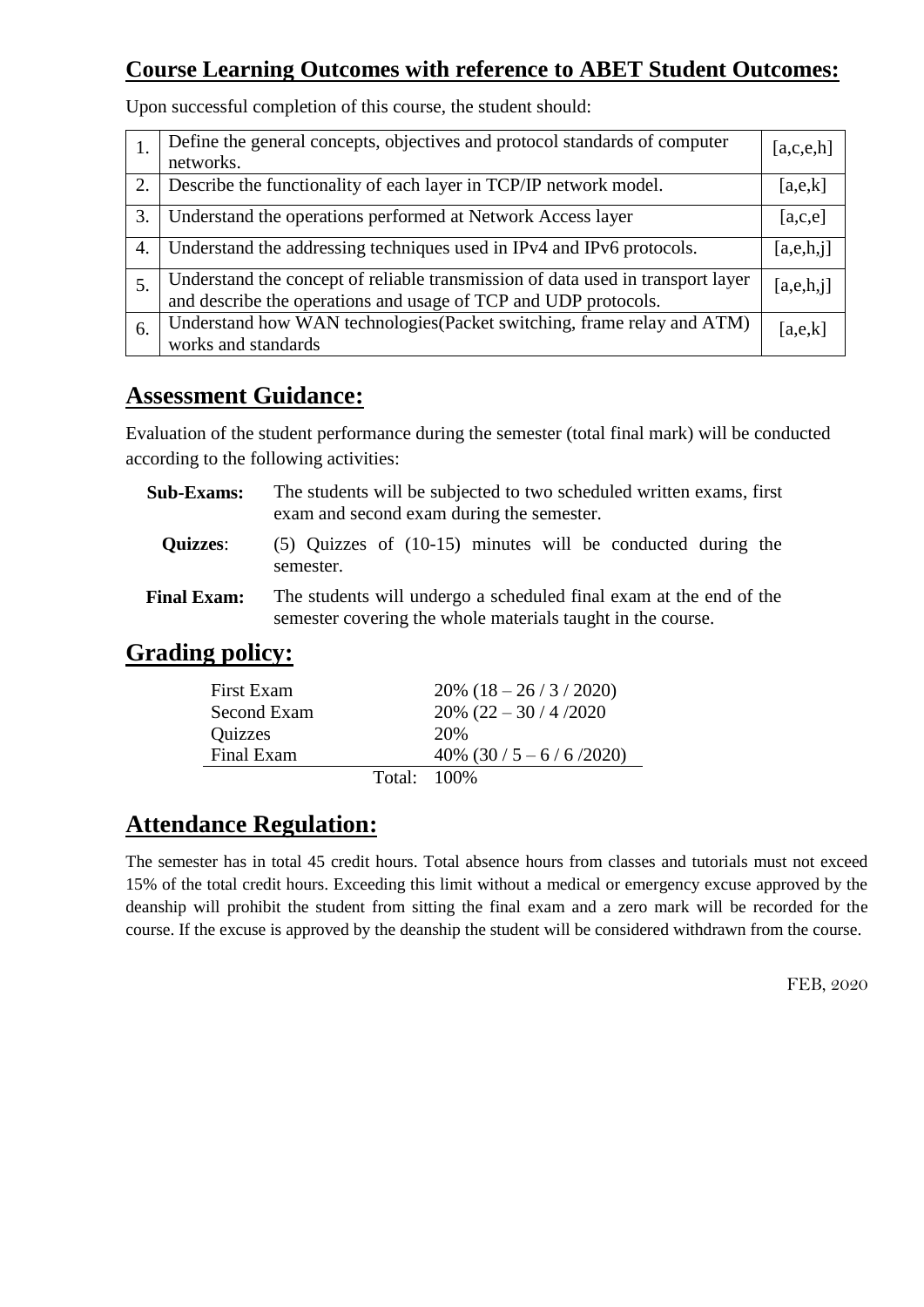## Course Learning Outcomes with reference to ABET Student Outcomes:

Upon successful completion of this course, the student should:

| | | |
|---|---|---|
| 1. | Define the general concepts, objectives and protocol standards of computer networks. | [a,c,e,h] |
| 2. | Describe the functionality of each layer in TCP/IP network model. | [a,e,k] |
| 3. | Understand the operations performed at Network Access layer | [a,c,e] |
| 4. | Understand the addressing techniques used in IPv4 and IPv6 protocols. | [a,e,h,j] |
| 5. | Understand the concept of reliable transmission of data used in transport layer and describe the operations and usage of TCP and UDP protocols. | [a,e,h,j] |
| 6. | Understand how WAN technologies(Packet switching, frame relay and ATM) works and standards | [a,e,k] |

## Assessment Guidance:

Evaluation of the student performance during the semester (total final mark) will be conducted according to the following activities:

**Sub-Exams:** The students will be subjected to two scheduled written exams, first exam and second exam during the semester.

**Quizzes**: (5) Quizzes of (10-15) minutes will be conducted during the semester.

**Final Exam:** The students will undergo a scheduled final exam at the end of the semester covering the whole materials taught in the course.

## Grading policy:

| | |
|---|---|
| First Exam | 20% (18 – 26 / 3 / 2020) |
| Second Exam | 20% (22 – 30 / 4 /2020 |
| Quizzes | 20% |
| Final Exam | 40% (30 / 5 – 6 / 6 /2020) |
| Total: | 100% |

## Attendance Regulation:

The semester has in total 45 credit hours. Total absence hours from classes and tutorials must not exceed 15% of the total credit hours. Exceeding this limit without a medical or emergency excuse approved by the deanship will prohibit the student from sitting the final exam and a zero mark will be recorded for the course. If the excuse is approved by the deanship the student will be considered withdrawn from the course.

FEB, 2020